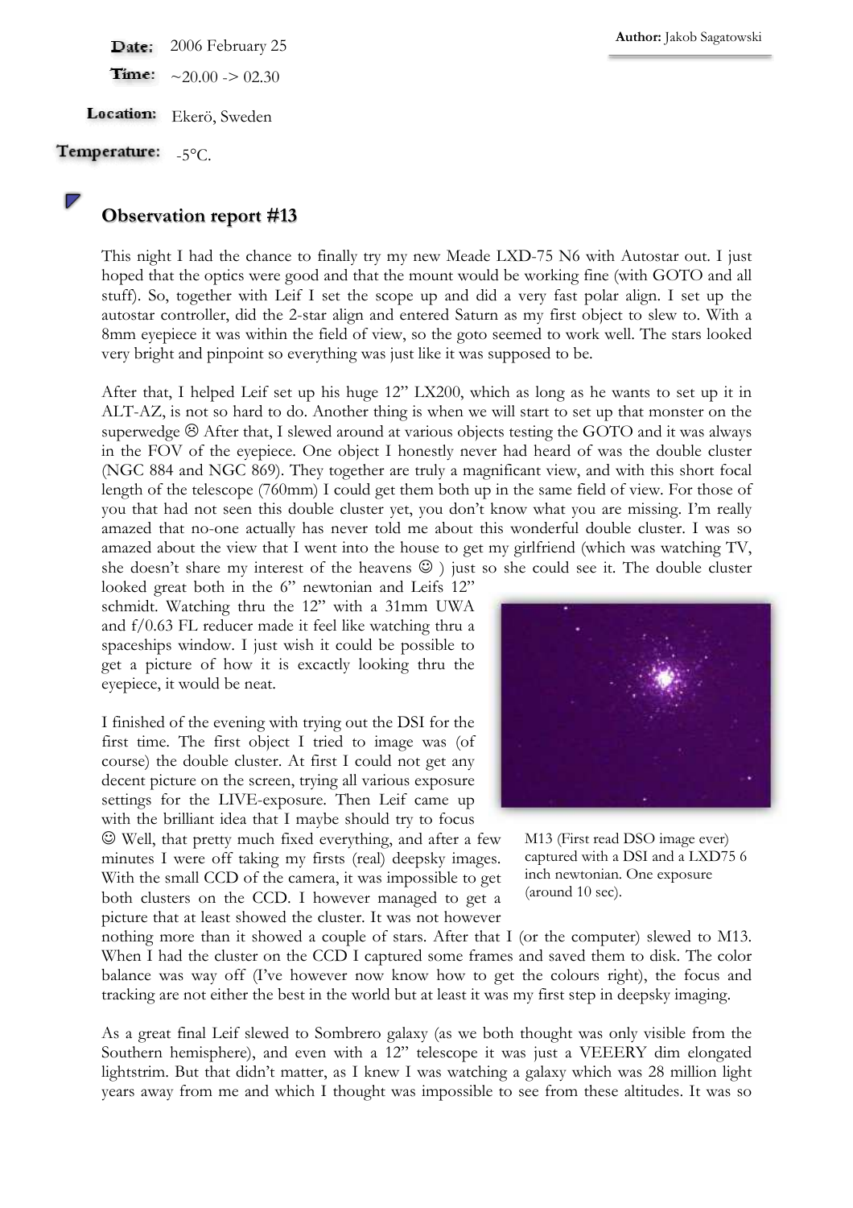**Author:** Jakob Sagatowski

**Date:** 2006 February 25

**Time:** ~20.00 -> 02.30

**Location:** Ekerö, Sweden

**Temperature:** -5°C.

## Observation report #13

This night I had the chance to finally try my new Meade LXD-75 N6 with Autostar out. I just hoped that the optics were good and that the mount would be working fine (with GOTO and all stuff). So, together with Leif I set the scope up and did a very fast polar align. I set up the autostar controller, did the 2-star align and entered Saturn as my first object to slew to. With a 8mm eyepiece it was within the field of view, so the goto seemed to work well. The stars looked very bright and pinpoint so everything was just like it was supposed to be.

After that, I helped Leif set up his huge 12" LX200, which as long as he wants to set up it in ALT-AZ, is not so hard to do. Another thing is when we will start to set up that monster on the superwedge ☹ After that, I slewed around at various objects testing the GOTO and it was always in the FOV of the eyepiece. One object I honestly never had heard of was the double cluster (NGC 884 and NGC 869). They together are truly a magnificant view, and with this short focal length of the telescope (760mm) I could get them both up in the same field of view. For those of you that had not seen this double cluster yet, you don't know what you are missing. I'm really amazed that no-one actually has never told me about this wonderful double cluster. I was so amazed about the view that I went into the house to get my girlfriend (which was watching TV, she doesn't share my interest of the heavens ☺ ) just so she could see it. The double cluster looked great both in the 6" newtonian and Leifs 12" schmidt. Watching thru the 12" with a 31mm UWA and f/0.63 FL reducer made it feel like watching thru a spaceships window. I just wish it could be possible to get a picture of how it is excactly looking thru the eyepiece, it would be neat.

I finished of the evening with trying out the DSI for the first time. The first object I tried to image was (of course) the double cluster. At first I could not get any decent picture on the screen, trying all various exposure settings for the LIVE-exposure. Then Leif came up with the brilliant idea that I maybe should try to focus ☺ Well, that pretty much fixed everything, and after a few minutes I were off taking my firsts (real) deepsky images. With the small CCD of the camera, it was impossible to get both clusters on the CCD. I however managed to get a picture that at least showed the cluster. It was not however nothing more than it showed a couple of stars. After that I (or the computer) slewed to M13. When I had the cluster on the CCD I captured some frames and saved them to disk. The color balance was way off (I've however now know how to get the colours right), the focus and tracking are not either the best in the world but at least it was my first step in deepsky imaging.

M13 (First read DSO image ever) captured with a DSI and a LXD75 6 inch newtonian. One exposure (around 10 sec).

As a great final Leif slewed to Sombrero galaxy (as we both thought was only visible from the Southern hemisphere), and even with a 12" telescope it was just a VEEERY dim elongated lightstrim. But that didn't matter, as I knew I was watching a galaxy which was 28 million light years away from me and which I thought was impossible to see from these altitudes. It was so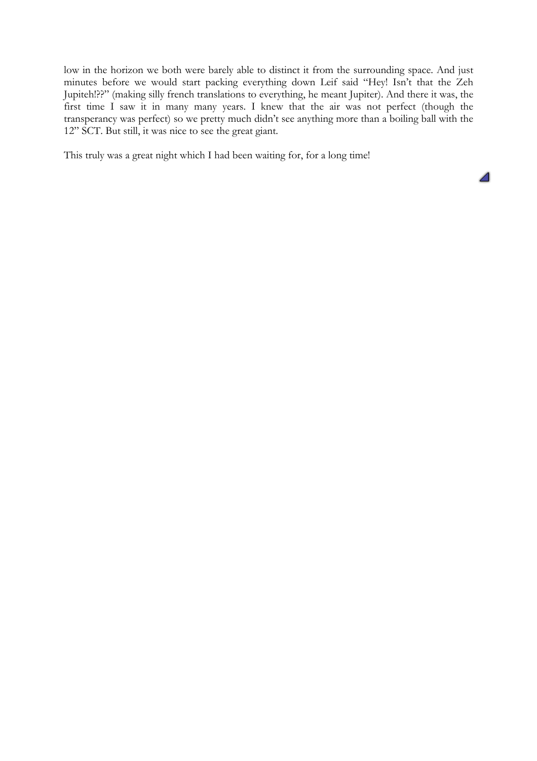low in the horizon we both were barely able to distinct it from the surrounding space. And just minutes before we would start packing everything down Leif said "Hey! Isn't that the Zeh Jupiteh!??" (making silly french translations to everything, he meant Jupiter). And there it was, the first time I saw it in many many years. I knew that the air was not perfect (though the transperancy was perfect) so we pretty much didn't see anything more than a boiling ball with the 12" SCT. But still, it was nice to see the great giant.

This truly was a great night which I had been waiting for, for a long time!